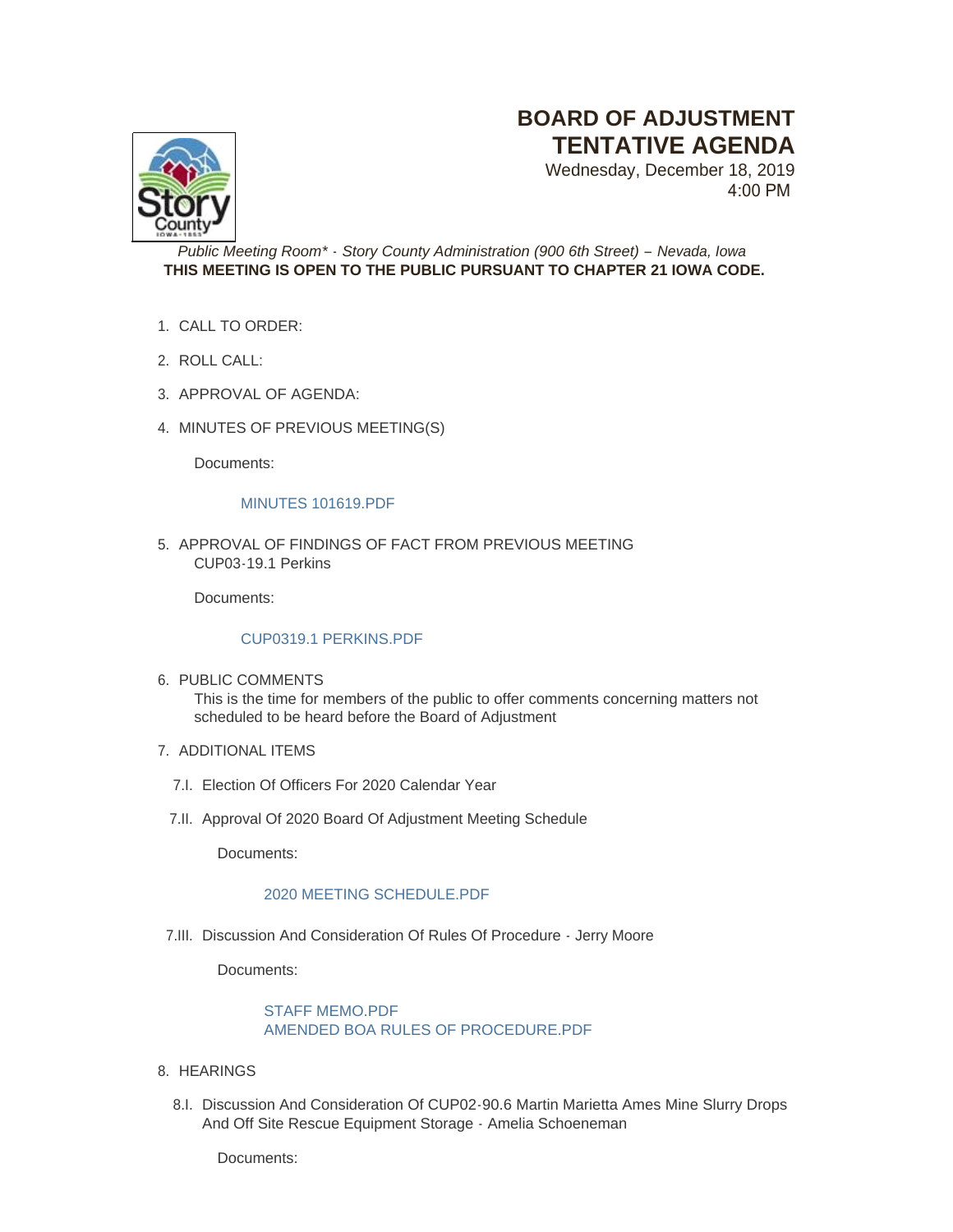# BOARD OF ADJUSTMENT TENTATIVE AGENDA

Wednesday, December 18, 2019
4:00 PM

*Public Meeting Room\* - Story County Administration (900 6th Street) – Nevada, Iowa*

**THIS MEETING IS OPEN TO THE PUBLIC PURSUANT TO CHAPTER 21 IOWA CODE.**

1. CALL TO ORDER:
2. ROLL CALL:
3. APPROVAL OF AGENDA:
4. MINUTES OF PREVIOUS MEETING(S)

   Documents:

   MINUTES 101619.PDF

5. APPROVAL OF FINDINGS OF FACT FROM PREVIOUS MEETING
   CUP03-19.1 Perkins

   Documents:

   CUP0319.1 PERKINS.PDF

6. PUBLIC COMMENTS
   This is the time for members of the public to offer comments concerning matters not scheduled to be heard before the Board of Adjustment

7. ADDITIONAL ITEMS

   7.I. Election Of Officers For 2020 Calendar Year

   7.II. Approval Of 2020 Board Of Adjustment Meeting Schedule

   Documents:

   2020 MEETING SCHEDULE.PDF

   7.III. Discussion And Consideration Of Rules Of Procedure - Jerry Moore

   Documents:

   STAFF MEMO.PDF
   AMENDED BOA RULES OF PROCEDURE.PDF

8. HEARINGS

   8.I. Discussion And Consideration Of CUP02-90.6 Martin Marietta Ames Mine Slurry Drops And Off Site Rescue Equipment Storage - Amelia Schoeneman

   Documents: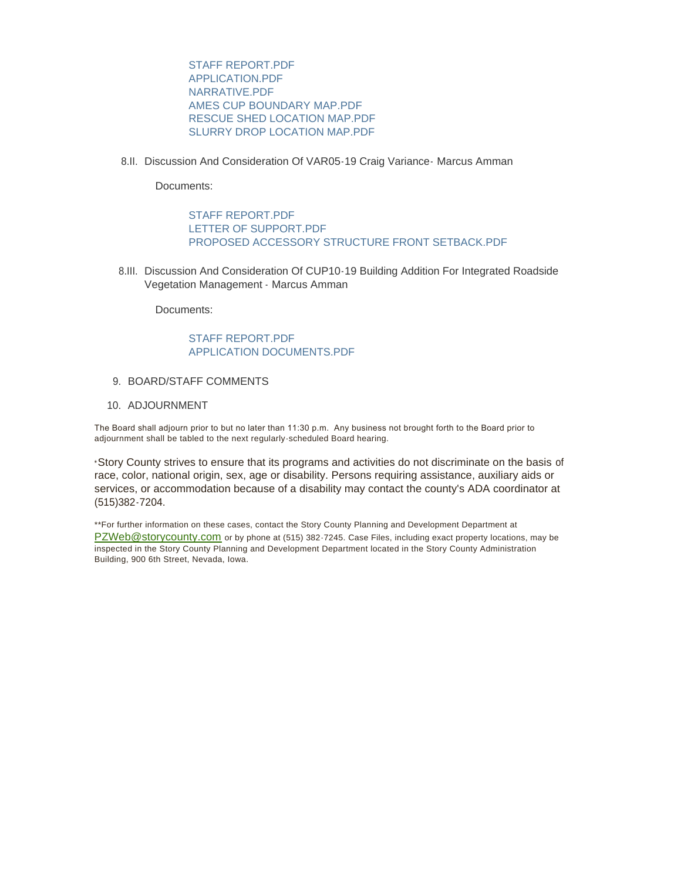STAFF REPORT.PDF
APPLICATION.PDF
NARRATIVE.PDF
AMES CUP BOUNDARY MAP.PDF
RESCUE SHED LOCATION MAP.PDF
SLURRY DROP LOCATION MAP.PDF

8.II. Discussion And Consideration Of VAR05-19 Craig Variance- Marcus Amman

Documents:

STAFF REPORT.PDF
LETTER OF SUPPORT.PDF
PROPOSED ACCESSORY STRUCTURE FRONT SETBACK.PDF

8.III. Discussion And Consideration Of CUP10-19 Building Addition For Integrated Roadside Vegetation Management - Marcus Amman

Documents:

STAFF REPORT.PDF
APPLICATION DOCUMENTS.PDF

9. BOARD/STAFF COMMENTS

10. ADJOURNMENT

The Board shall adjourn prior to but no later than 11:30 p.m. Any business not brought forth to the Board prior to adjournment shall be tabled to the next regularly-scheduled Board hearing.

*Story County strives to ensure that its programs and activities do not discriminate on the basis of race, color, national origin, sex, age or disability. Persons requiring assistance, auxiliary aids or services, or accommodation because of a disability may contact the county's ADA coordinator at (515)382-7204.

**For further information on these cases, contact the Story County Planning and Development Department at PZWeb@storycounty.com or by phone at (515) 382-7245. Case Files, including exact property locations, may be inspected in the Story County Planning and Development Department located in the Story County Administration Building, 900 6th Street, Nevada, Iowa.